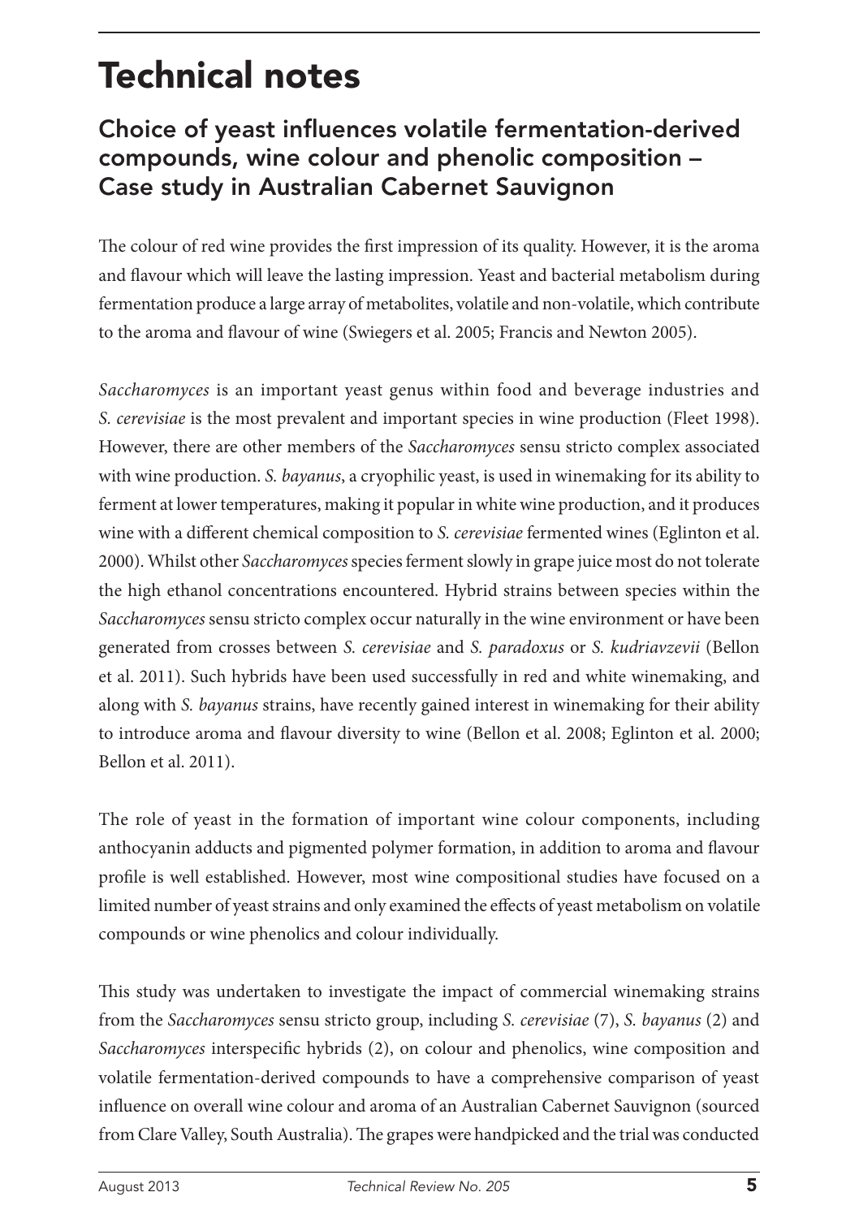# Technical notes

## Choice of yeast influences volatile fermentation-derived compounds, wine colour and phenolic composition – Case study in Australian Cabernet Sauvignon

The colour of red wine provides the first impression of its quality. However, it is the aroma and flavour which will leave the lasting impression. Yeast and bacterial metabolism during fermentation produce a large array of metabolites, volatile and non-volatile, which contribute to the aroma and flavour of wine (Swiegers et al. 2005; Francis and Newton 2005).

*Saccharomyces* is an important yeast genus within food and beverage industries and *S. cerevisiae* is the most prevalent and important species in wine production (Fleet 1998). However, there are other members of the *Saccharomyces* sensu stricto complex associated with wine production. *S. bayanus*, a cryophilic yeast, is used in winemaking for its ability to ferment at lower temperatures, making it popular in white wine production, and it produces wine with a different chemical composition to *S. cerevisiae* fermented wines (Eglinton et al. 2000). Whilst other *Saccharomyces* species ferment slowly in grape juice most do not tolerate the high ethanol concentrations encountered. Hybrid strains between species within the *Saccharomyces* sensu stricto complex occur naturally in the wine environment or have been generated from crosses between *S. cerevisiae* and *S. paradoxus* or *S. kudriavzevii* (Bellon et al. 2011). Such hybrids have been used successfully in red and white winemaking, and along with *S. bayanus* strains, have recently gained interest in winemaking for their ability to introduce aroma and flavour diversity to wine (Bellon et al. 2008; Eglinton et al. 2000; Bellon et al. 2011).

The role of yeast in the formation of important wine colour components, including anthocyanin adducts and pigmented polymer formation, in addition to aroma and flavour profile is well established. However, most wine compositional studies have focused on a limited number of yeast strains and only examined the effects of yeast metabolism on volatile compounds or wine phenolics and colour individually.

This study was undertaken to investigate the impact of commercial winemaking strains from the *Saccharomyces* sensu stricto group, including *S. cerevisiae* (7), *S. bayanus* (2) and *Saccharomyces* interspecific hybrids (2), on colour and phenolics, wine composition and volatile fermentation-derived compounds to have a comprehensive comparison of yeast influence on overall wine colour and aroma of an Australian Cabernet Sauvignon (sourced from Clare Valley, South Australia). The grapes were handpicked and the trial was conducted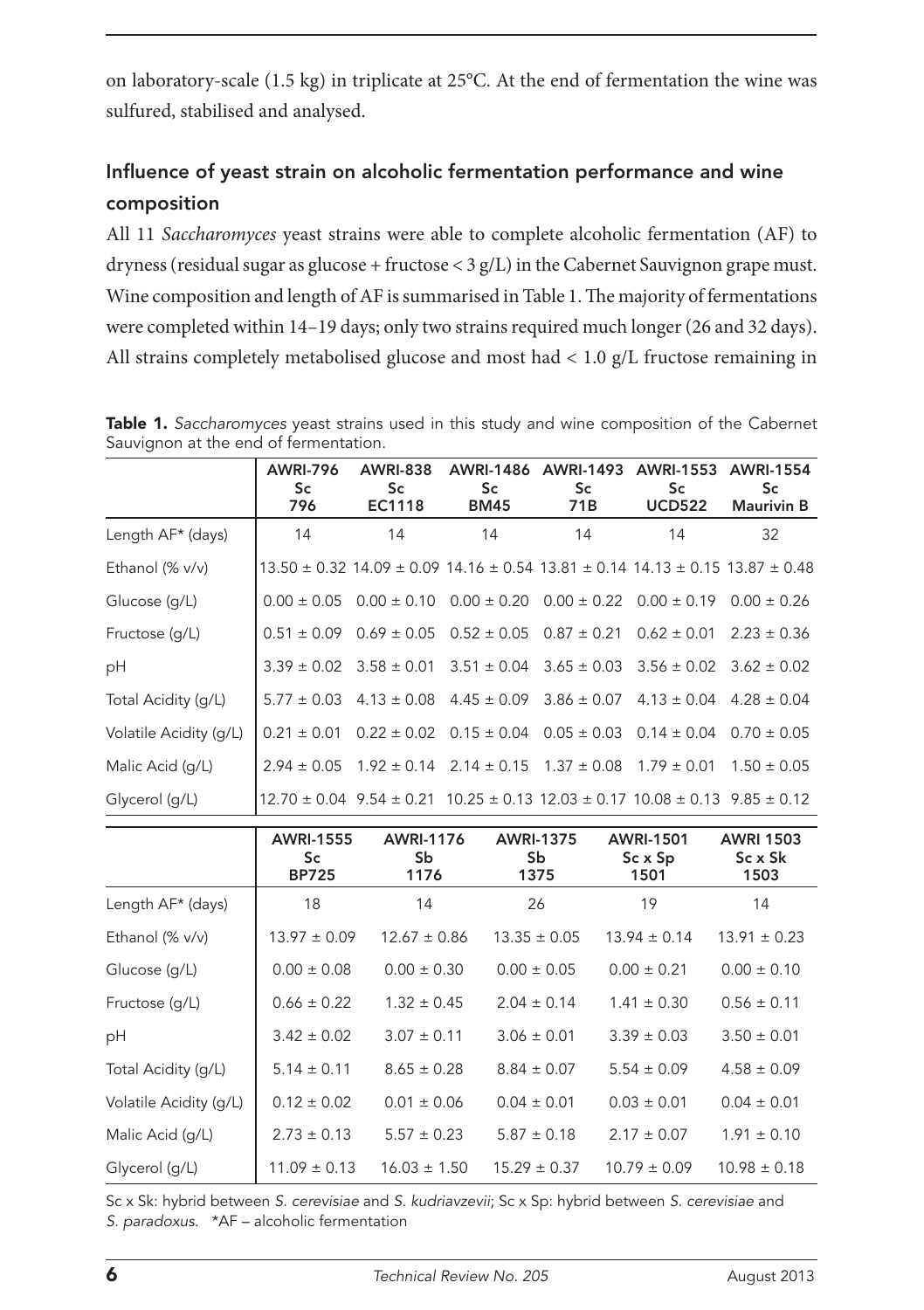on laboratory-scale (1.5 kg) in triplicate at 25°C. At the end of fermentation the wine was sulfured, stabilised and analysed.

## Influence of yeast strain on alcoholic fermentation performance and wine composition

All 11 *Saccharomyces* yeast strains were able to complete alcoholic fermentation (AF) to dryness (residual sugar as glucose + fructose < 3 g/L) in the Cabernet Sauvignon grape must. Wine composition and length of AF is summarised in Table 1. The majority of fermentations were completed within 14–19 days; only two strains required much longer (26 and 32 days). All strains completely metabolised glucose and most had < 1.0 g/L fructose remaining in

**Table 1.** *Saccharomyces* yeast strains used in this study and wine composition of the Cabernet Sauvignon at the end of fermentation.

| | AWRI-796 Sc 796 | AWRI-838 Sc EC1118 | AWRI-1486 Sc BM45 | AWRI-1493 Sc 71B | AWRI-1553 Sc UCD522 | AWRI-1554 Sc Maurivin B |
|---|---|---|---|---|---|---|
| Length AF* (days) | 14 | 14 | 14 | 14 | 14 | 32 |
| Ethanol (% v/v) | 13.50 ± 0.32 | 14.09 ± 0.09 | 14.16 ± 0.54 | 13.81 ± 0.14 | 14.13 ± 0.15 | 13.87 ± 0.48 |
| Glucose (g/L) | 0.00 ± 0.05 | 0.00 ± 0.10 | 0.00 ± 0.20 | 0.00 ± 0.22 | 0.00 ± 0.19 | 0.00 ± 0.26 |
| Fructose (g/L) | 0.51 ± 0.09 | 0.69 ± 0.05 | 0.52 ± 0.05 | 0.87 ± 0.21 | 0.62 ± 0.01 | 2.23 ± 0.36 |
| pH | 3.39 ± 0.02 | 3.58 ± 0.01 | 3.51 ± 0.04 | 3.65 ± 0.03 | 3.56 ± 0.02 | 3.62 ± 0.02 |
| Total Acidity (g/L) | 5.77 ± 0.03 | 4.13 ± 0.08 | 4.45 ± 0.09 | 3.86 ± 0.07 | 4.13 ± 0.04 | 4.28 ± 0.04 |
| Volatile Acidity (g/L) | 0.21 ± 0.01 | 0.22 ± 0.02 | 0.15 ± 0.04 | 0.05 ± 0.03 | 0.14 ± 0.04 | 0.70 ± 0.05 |
| Malic Acid (g/L) | 2.94 ± 0.05 | 1.92 ± 0.14 | 2.14 ± 0.15 | 1.37 ± 0.08 | 1.79 ± 0.01 | 1.50 ± 0.05 |
| Glycerol (g/L) | 12.70 ± 0.04 | 9.54 ± 0.21 | 10.25 ± 0.13 | 12.03 ± 0.17 | 10.08 ± 0.13 | 9.85 ± 0.12 |

| | AWRI-1555 Sc BP725 | AWRI-1176 Sb 1176 | AWRI-1375 Sb 1375 | AWRI-1501 Sc x Sp 1501 | AWRI 1503 Sc x Sk 1503 |
|---|---|---|---|---|---|
| Length AF* (days) | 18 | 14 | 26 | 19 | 14 |
| Ethanol (% v/v) | 13.97 ± 0.09 | 12.67 ± 0.86 | 13.35 ± 0.05 | 13.94 ± 0.14 | 13.91 ± 0.23 |
| Glucose (g/L) | 0.00 ± 0.08 | 0.00 ± 0.30 | 0.00 ± 0.05 | 0.00 ± 0.21 | 0.00 ± 0.10 |
| Fructose (g/L) | 0.66 ± 0.22 | 1.32 ± 0.45 | 2.04 ± 0.14 | 1.41 ± 0.30 | 0.56 ± 0.11 |
| pH | 3.42 ± 0.02 | 3.07 ± 0.11 | 3.06 ± 0.01 | 3.39 ± 0.03 | 3.50 ± 0.01 |
| Total Acidity (g/L) | 5.14 ± 0.11 | 8.65 ± 0.28 | 8.84 ± 0.07 | 5.54 ± 0.09 | 4.58 ± 0.09 |
| Volatile Acidity (g/L) | 0.12 ± 0.02 | 0.01 ± 0.06 | 0.04 ± 0.01 | 0.03 ± 0.01 | 0.04 ± 0.01 |
| Malic Acid (g/L) | 2.73 ± 0.13 | 5.57 ± 0.23 | 5.87 ± 0.18 | 2.17 ± 0.07 | 1.91 ± 0.10 |
| Glycerol (g/L) | 11.09 ± 0.13 | 16.03 ± 1.50 | 15.29 ± 0.37 | 10.79 ± 0.09 | 10.98 ± 0.18 |

Sc x Sk: hybrid between *S. cerevisiae* and *S. kudriavzevii*; Sc x Sp: hybrid between *S. cerevisiae* and *S. paradoxus*. *AF – alcoholic fermentation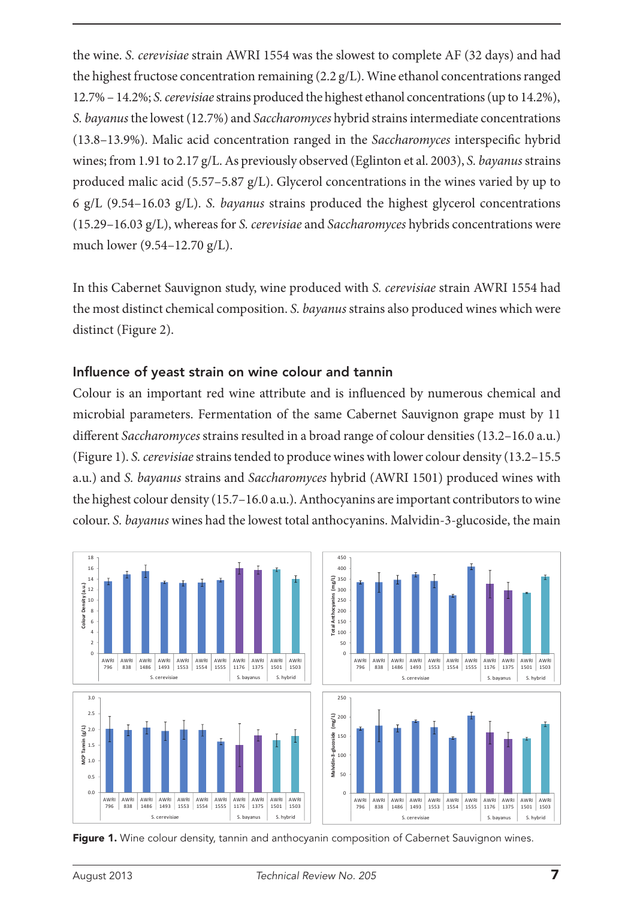the wine. *S. cerevisiae* strain AWRI 1554 was the slowest to complete AF (32 days) and had the highest fructose concentration remaining (2.2 g/L). Wine ethanol concentrations ranged 12.7% – 14.2%; *S. cerevisiae* strains produced the highest ethanol concentrations (up to 14.2%), *S. bayanus* the lowest (12.7%) and *Saccharomyces* hybrid strains intermediate concentrations (13.8–13.9%). Malic acid concentration ranged in the *Saccharomyces* interspecific hybrid wines; from 1.91 to 2.17 g/L. As previously observed (Eglinton et al. 2003), *S. bayanus* strains produced malic acid (5.57–5.87 g/L). Glycerol concentrations in the wines varied by up to 6 g/L (9.54–16.03 g/L). *S. bayanus* strains produced the highest glycerol concentrations (15.29–16.03 g/L), whereas for *S. cerevisiae* and *Saccharomyces* hybrids concentrations were much lower (9.54–12.70 g/L).

In this Cabernet Sauvignon study, wine produced with *S. cerevisiae* strain AWRI 1554 had the most distinct chemical composition. *S. bayanus* strains also produced wines which were distinct (Figure 2).

## Influence of yeast strain on wine colour and tannin

Colour is an important red wine attribute and is influenced by numerous chemical and microbial parameters. Fermentation of the same Cabernet Sauvignon grape must by 11 different *Saccharomyces* strains resulted in a broad range of colour densities (13.2–16.0 a.u.) (Figure 1). *S. cerevisiae* strains tended to produce wines with lower colour density (13.2–15.5 a.u.) and *S. bayanus* strains and *Saccharomyces* hybrid (AWRI 1501) produced wines with the highest colour density (15.7–16.0 a.u.). Anthocyanins are important contributors to wine colour. *S. bayanus* wines had the lowest total anthocyanins. Malvidin-3-glucoside, the main

**Figure 1.** Wine colour density, tannin and anthocyanin composition of Cabernet Sauvignon wines.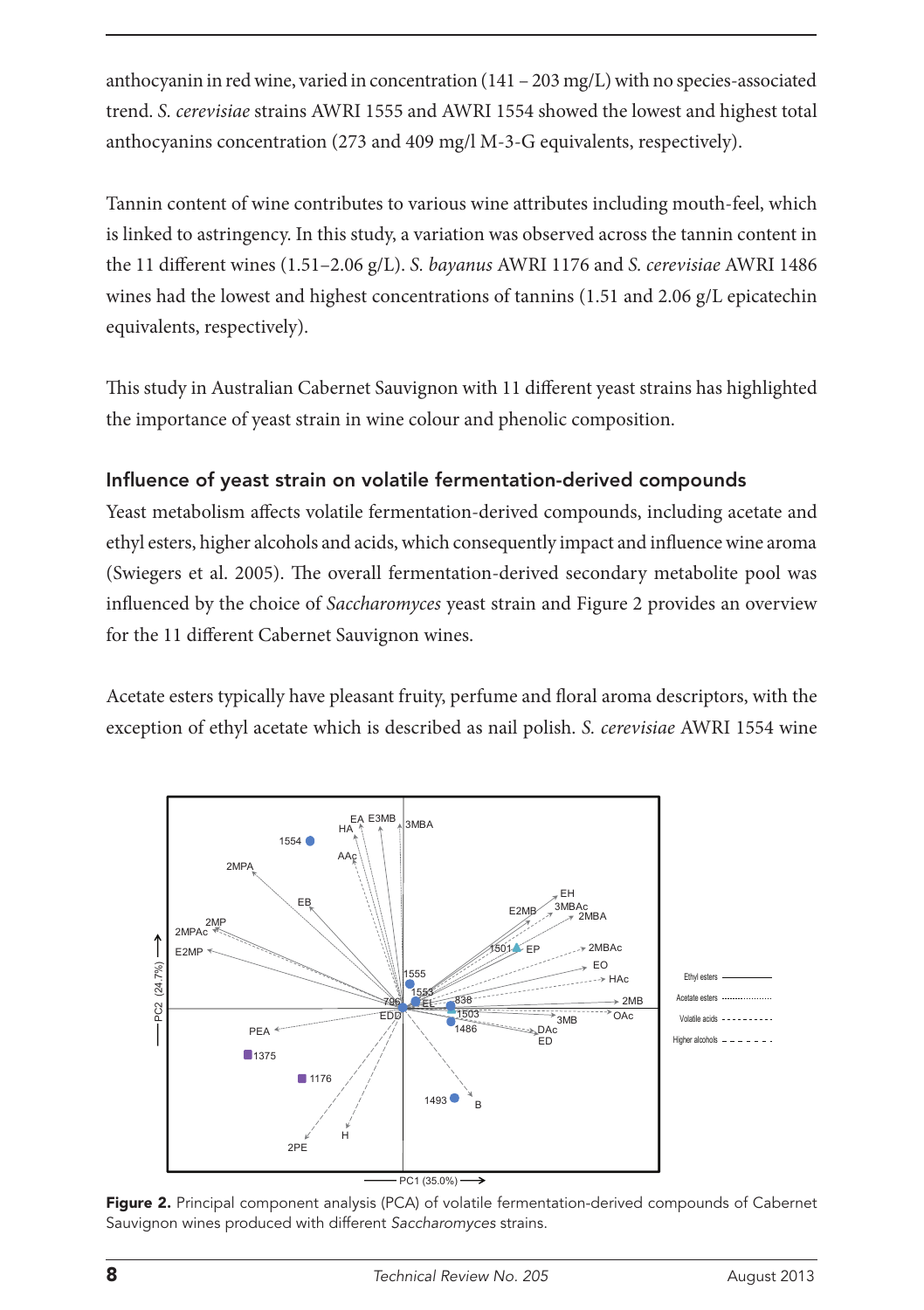anthocyanin in red wine, varied in concentration (141 – 203 mg/L) with no species-associated trend. *S. cerevisiae* strains AWRI 1555 and AWRI 1554 showed the lowest and highest total anthocyanins concentration (273 and 409 mg/l M-3-G equivalents, respectively).

Tannin content of wine contributes to various wine attributes including mouth-feel, which is linked to astringency. In this study, a variation was observed across the tannin content in the 11 different wines (1.51–2.06 g/L). *S. bayanus* AWRI 1176 and *S. cerevisiae* AWRI 1486 wines had the lowest and highest concentrations of tannins (1.51 and 2.06 g/L epicatechin equivalents, respectively).

This study in Australian Cabernet Sauvignon with 11 different yeast strains has highlighted the importance of yeast strain in wine colour and phenolic composition.

### Influence of yeast strain on volatile fermentation-derived compounds

Yeast metabolism affects volatile fermentation-derived compounds, including acetate and ethyl esters, higher alcohols and acids, which consequently impact and influence wine aroma (Swiegers et al. 2005). The overall fermentation-derived secondary metabolite pool was influenced by the choice of *Saccharomyces* yeast strain and Figure 2 provides an overview for the 11 different Cabernet Sauvignon wines.

Acetate esters typically have pleasant fruity, perfume and floral aroma descriptors, with the exception of ethyl acetate which is described as nail polish. *S. cerevisiae* AWRI 1554 wine

**Figure 2.** Principal component analysis (PCA) of volatile fermentation-derived compounds of Cabernet Sauvignon wines produced with different *Saccharomyces* strains.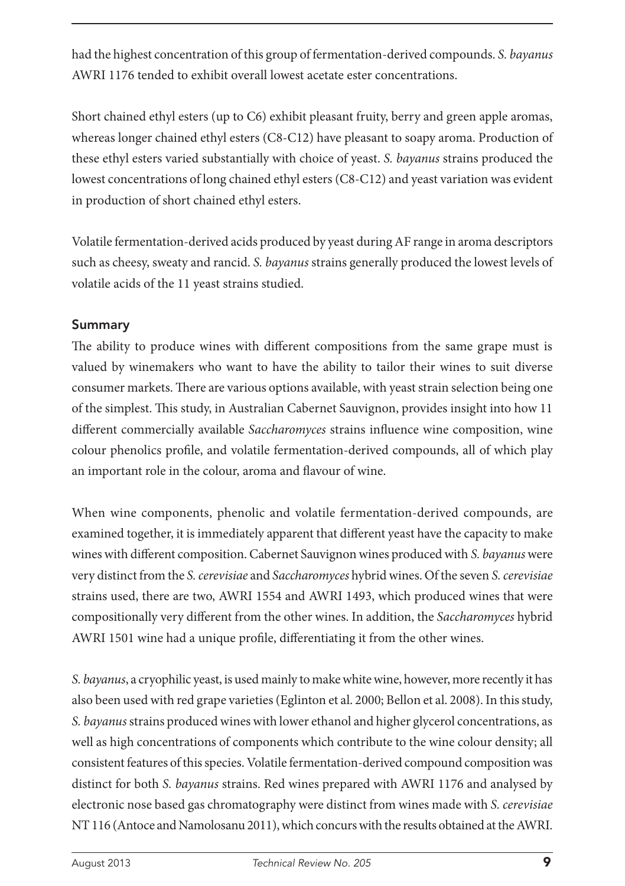had the highest concentration of this group of fermentation-derived compounds. *S. bayanus* AWRI 1176 tended to exhibit overall lowest acetate ester concentrations.

Short chained ethyl esters (up to C6) exhibit pleasant fruity, berry and green apple aromas, whereas longer chained ethyl esters (C8-C12) have pleasant to soapy aroma. Production of these ethyl esters varied substantially with choice of yeast. *S. bayanus* strains produced the lowest concentrations of long chained ethyl esters (C8-C12) and yeast variation was evident in production of short chained ethyl esters.

Volatile fermentation-derived acids produced by yeast during AF range in aroma descriptors such as cheesy, sweaty and rancid. *S. bayanus* strains generally produced the lowest levels of volatile acids of the 11 yeast strains studied.

## Summary

The ability to produce wines with different compositions from the same grape must is valued by winemakers who want to have the ability to tailor their wines to suit diverse consumer markets. There are various options available, with yeast strain selection being one of the simplest. This study, in Australian Cabernet Sauvignon, provides insight into how 11 different commercially available *Saccharomyces* strains influence wine composition, wine colour phenolics profile, and volatile fermentation-derived compounds, all of which play an important role in the colour, aroma and flavour of wine.

When wine components, phenolic and volatile fermentation-derived compounds, are examined together, it is immediately apparent that different yeast have the capacity to make wines with different composition. Cabernet Sauvignon wines produced with *S. bayanus* were very distinct from the *S. cerevisiae* and *Saccharomyces* hybrid wines. Of the seven *S. cerevisiae* strains used, there are two, AWRI 1554 and AWRI 1493, which produced wines that were compositionally very different from the other wines. In addition, the *Saccharomyces* hybrid AWRI 1501 wine had a unique profile, differentiating it from the other wines.

*S. bayanus*, a cryophilic yeast, is used mainly to make white wine, however, more recently it has also been used with red grape varieties (Eglinton et al. 2000; Bellon et al. 2008). In this study, *S. bayanus* strains produced wines with lower ethanol and higher glycerol concentrations, as well as high concentrations of components which contribute to the wine colour density; all consistent features of this species. Volatile fermentation-derived compound composition was distinct for both *S. bayanus* strains. Red wines prepared with AWRI 1176 and analysed by electronic nose based gas chromatography were distinct from wines made with *S. cerevisiae* NT 116 (Antoce and Namolosanu 2011), which concurs with the results obtained at the AWRI.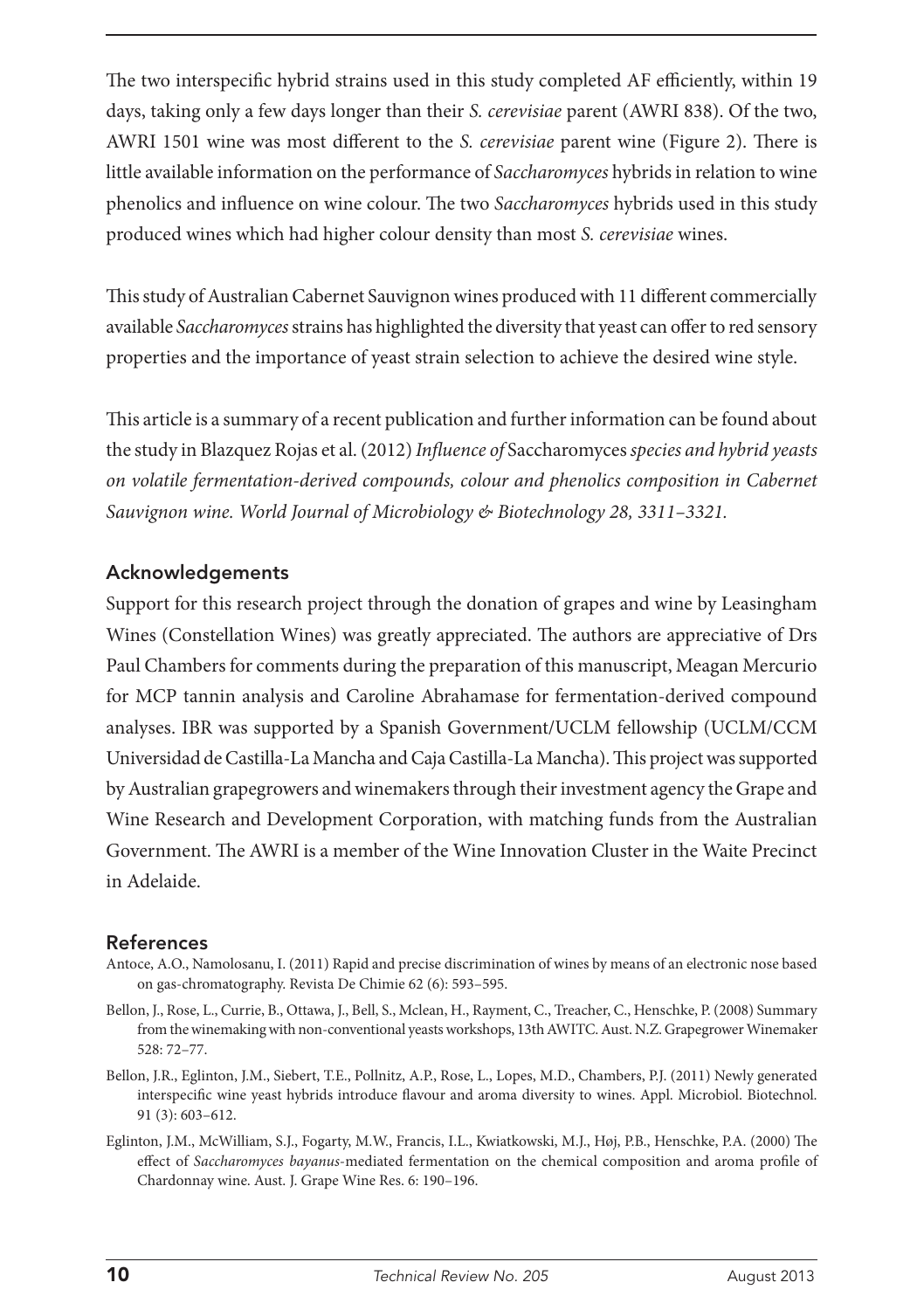The two interspecific hybrid strains used in this study completed AF efficiently, within 19 days, taking only a few days longer than their *S. cerevisiae* parent (AWRI 838). Of the two, AWRI 1501 wine was most different to the *S. cerevisiae* parent wine (Figure 2). There is little available information on the performance of *Saccharomyces* hybrids in relation to wine phenolics and influence on wine colour. The two *Saccharomyces* hybrids used in this study produced wines which had higher colour density than most *S. cerevisiae* wines.

This study of Australian Cabernet Sauvignon wines produced with 11 different commercially available *Saccharomyces* strains has highlighted the diversity that yeast can offer to red sensory properties and the importance of yeast strain selection to achieve the desired wine style.

This article is a summary of a recent publication and further information can be found about the study in Blazquez Rojas et al. (2012) *Influence of* Saccharomyces *species and hybrid yeasts on volatile fermentation-derived compounds, colour and phenolics composition in Cabernet Sauvignon wine. World Journal of Microbiology & Biotechnology 28, 3311–3321.*

## Acknowledgements

Support for this research project through the donation of grapes and wine by Leasingham Wines (Constellation Wines) was greatly appreciated. The authors are appreciative of Drs Paul Chambers for comments during the preparation of this manuscript, Meagan Mercurio for MCP tannin analysis and Caroline Abrahamase for fermentation-derived compound analyses. IBR was supported by a Spanish Government/UCLM fellowship (UCLM/CCM Universidad de Castilla-La Mancha and Caja Castilla-La Mancha). This project was supported by Australian grapegrowers and winemakers through their investment agency the Grape and Wine Research and Development Corporation, with matching funds from the Australian Government. The AWRI is a member of the Wine Innovation Cluster in the Waite Precinct in Adelaide.

## References

Antoce, A.O., Namolosanu, I. (2011) Rapid and precise discrimination of wines by means of an electronic nose based on gas-chromatography. Revista De Chimie 62 (6): 593–595.

Bellon, J., Rose, L., Currie, B., Ottawa, J., Bell, S., Mclean, H., Rayment, C., Treacher, C., Henschke, P. (2008) Summary from the winemaking with non-conventional yeasts workshops, 13th AWITC. Aust. N.Z. Grapegrower Winemaker 528: 72–77.

Bellon, J.R., Eglinton, J.M., Siebert, T.E., Pollnitz, A.P., Rose, L., Lopes, M.D., Chambers, P.J. (2011) Newly generated interspecific wine yeast hybrids introduce flavour and aroma diversity to wines. Appl. Microbiol. Biotechnol. 91 (3): 603–612.

Eglinton, J.M., McWilliam, S.J., Fogarty, M.W., Francis, I.L., Kwiatkowski, M.J., Høj, P.B., Henschke, P.A. (2000) The effect of *Saccharomyces bayanus*-mediated fermentation on the chemical composition and aroma profile of Chardonnay wine. Aust. J. Grape Wine Res. 6: 190–196.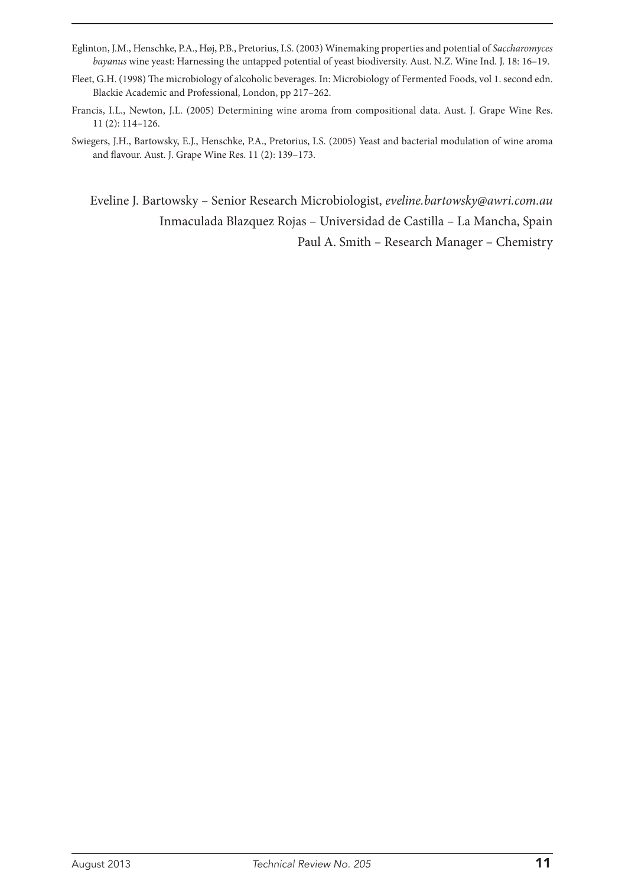Eglinton, J.M., Henschke, P.A., Høj, P.B., Pretorius, I.S. (2003) Winemaking properties and potential of *Saccharomyces bayanus* wine yeast: Harnessing the untapped potential of yeast biodiversity. Aust. N.Z. Wine Ind. J. 18: 16–19.

Fleet, G.H. (1998) The microbiology of alcoholic beverages. In: Microbiology of Fermented Foods, vol 1. second edn. Blackie Academic and Professional, London, pp 217–262.

Francis, I.L., Newton, J.L. (2005) Determining wine aroma from compositional data. Aust. J. Grape Wine Res. 11 (2): 114–126.

Swiegers, J.H., Bartowsky, E.J., Henschke, P.A., Pretorius, I.S. (2005) Yeast and bacterial modulation of wine aroma and flavour. Aust. J. Grape Wine Res. 11 (2): 139–173.

Eveline J. Bartowsky – Senior Research Microbiologist, *eveline.bartowsky@awri.com.au*

Inmaculada Blazquez Rojas – Universidad de Castilla – La Mancha, Spain

Paul A. Smith – Research Manager – Chemistry